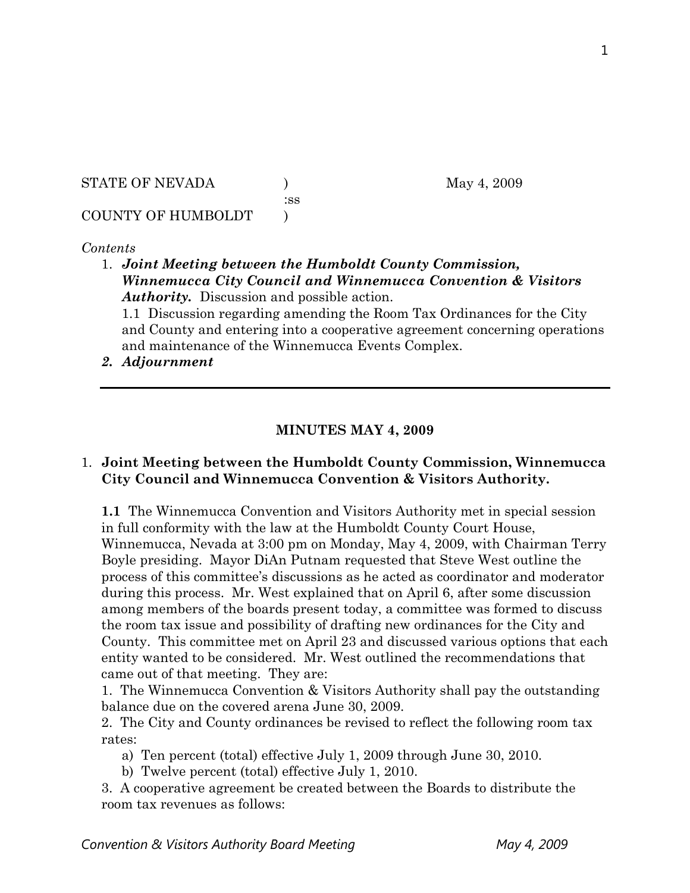STATE OF NEVADA ) May 4, 2009
:ss
COUNTY OF HUMBOLDT )

*Contents*

1. ***Joint Meeting between the Humboldt County Commission, Winnemucca City Council and Winnemucca Convention & Visitors Authority.*** Discussion and possible action.
   1.1 Discussion regarding amending the Room Tax Ordinances for the City and County and entering into a cooperative agreement concerning operations and maintenance of the Winnemucca Events Complex.
2. ***Adjournment***

---

## MINUTES MAY 4, 2009

1. **Joint Meeting between the Humboldt County Commission, Winnemucca City Council and Winnemucca Convention & Visitors Authority.**

**1.1** The Winnemucca Convention and Visitors Authority met in special session in full conformity with the law at the Humboldt County Court House, Winnemucca, Nevada at 3:00 pm on Monday, May 4, 2009, with Chairman Terry Boyle presiding. Mayor DiAn Putnam requested that Steve West outline the process of this committee's discussions as he acted as coordinator and moderator during this process. Mr. West explained that on April 6, after some discussion among members of the boards present today, a committee was formed to discuss the room tax issue and possibility of drafting new ordinances for the City and County. This committee met on April 23 and discussed various options that each entity wanted to be considered. Mr. West outlined the recommendations that came out of that meeting. They are:

1. The Winnemucca Convention & Visitors Authority shall pay the outstanding balance due on the covered arena June 30, 2009.
2. The City and County ordinances be revised to reflect the following room tax rates:
   a) Ten percent (total) effective July 1, 2009 through June 30, 2010.
   b) Twelve percent (total) effective July 1, 2010.
3. A cooperative agreement be created between the Boards to distribute the room tax revenues as follows: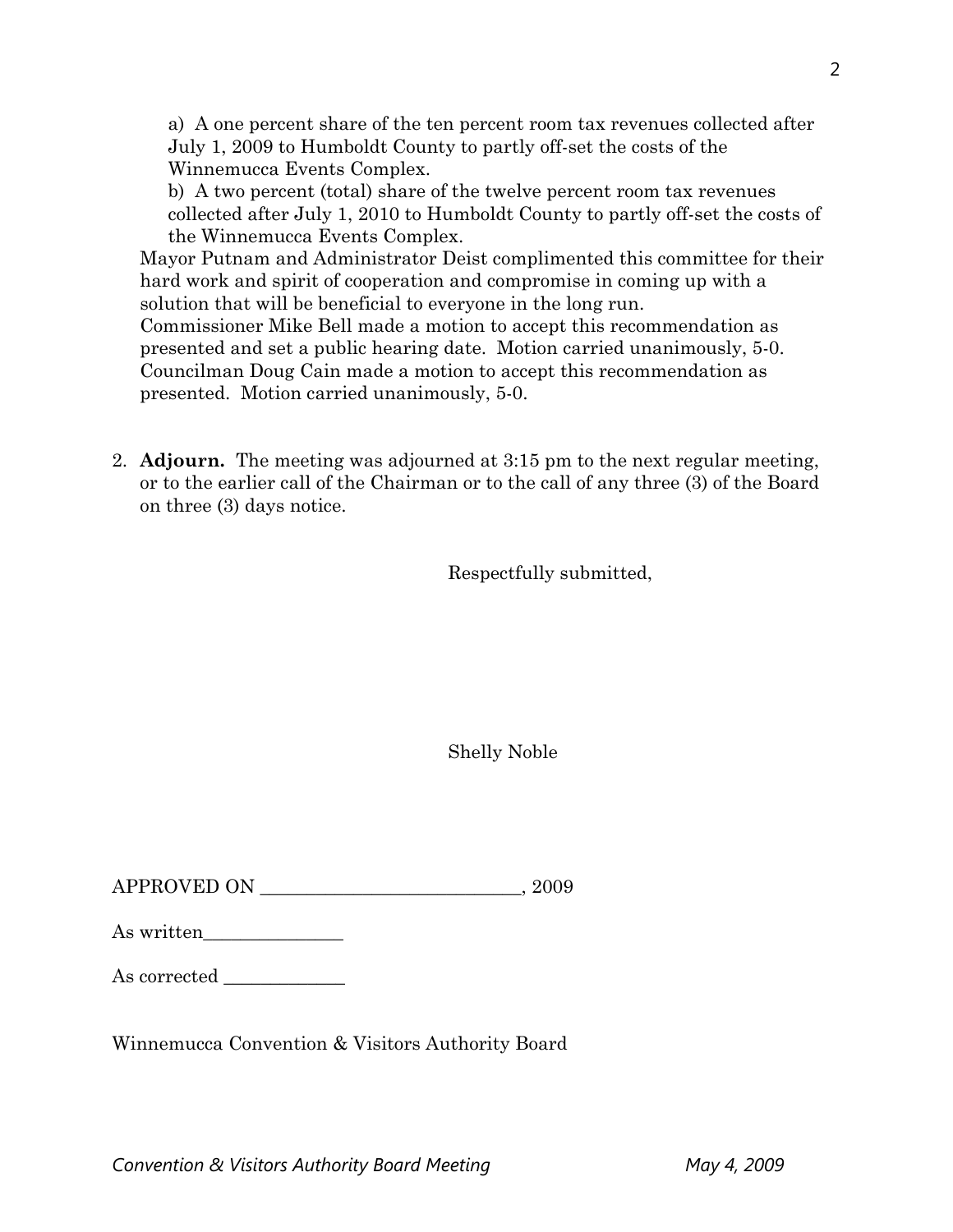a) A one percent share of the ten percent room tax revenues collected after July 1, 2009 to Humboldt County to partly off-set the costs of the Winnemucca Events Complex.

b) A two percent (total) share of the twelve percent room tax revenues collected after July 1, 2010 to Humboldt County to partly off-set the costs of the Winnemucca Events Complex.

Mayor Putnam and Administrator Deist complimented this committee for their hard work and spirit of cooperation and compromise in coming up with a solution that will be beneficial to everyone in the long run.
Commissioner Mike Bell made a motion to accept this recommendation as presented and set a public hearing date. Motion carried unanimously, 5-0.
Councilman Doug Cain made a motion to accept this recommendation as presented. Motion carried unanimously, 5-0.

2. **Adjourn.** The meeting was adjourned at 3:15 pm to the next regular meeting, or to the earlier call of the Chairman or to the call of any three (3) of the Board on three (3) days notice.

Respectfully submitted,

Shelly Noble

APPROVED ON ___________________________, 2009

As written_______________

As corrected _____________

Winnemucca Convention & Visitors Authority Board

*Convention & Visitors Authority Board Meeting May 4, 2009*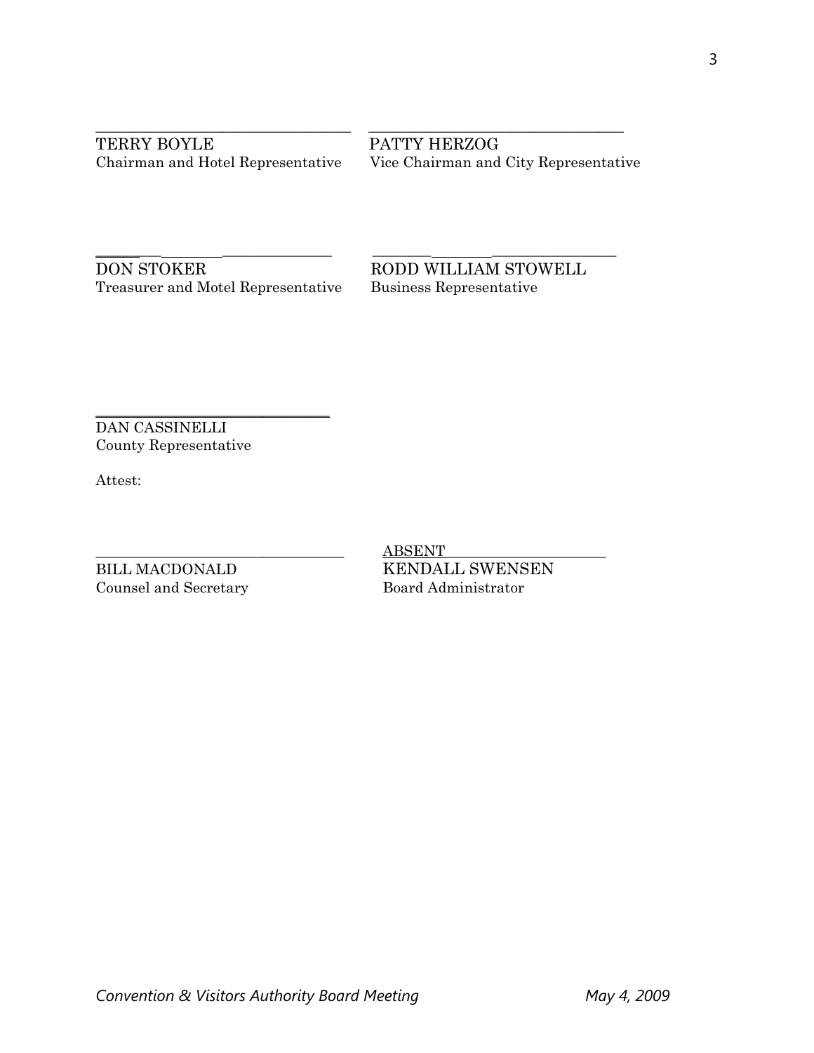| | |
|---|---|
| \_\_\_\_\_\_\_\_\_\_\_\_\_\_\_\_\_\_\_\_\_\_\_\_\_\_\_\_\_\_\_\_ | \_\_\_\_\_\_\_\_\_\_\_\_\_\_\_\_\_\_\_\_\_\_\_\_\_\_\_\_\_\_\_\_ |
| TERRY BOYLE<br>Chairman and Hotel Representative | PATTY HERZOG<br>Vice Chairman and City Representative |
| \_\_\_\_\_\_\_\_\_\_\_\_\_\_\_\_\_\_\_\_\_\_\_\_\_\_\_\_\_\_\_\_ | \_\_\_\_\_\_\_\_\_\_\_\_\_\_\_\_\_\_\_\_\_\_\_\_\_\_\_\_\_\_\_\_ |
| DON STOKER<br>Treasurer and Motel Representative | RODD WILLIAM STOWELL<br>Business Representative |

\_\_\_\_\_\_\_\_\_\_\_\_\_\_\_\_\_\_\_\_\_\_\_\_\_\_\_\_\_\_\_\_

DAN CASSINELLI
County Representative

Attest:

| | |
|---|---|
| \_\_\_\_\_\_\_\_\_\_\_\_\_\_\_\_\_\_\_\_\_\_\_\_\_\_\_\_\_\_\_\_ | ABSENT\_\_\_\_\_\_\_\_\_\_\_\_\_\_\_\_\_\_\_\_\_\_ |
| BILL MACDONALD<br>Counsel and Secretary | KENDALL SWENSEN<br>Board Administrator |